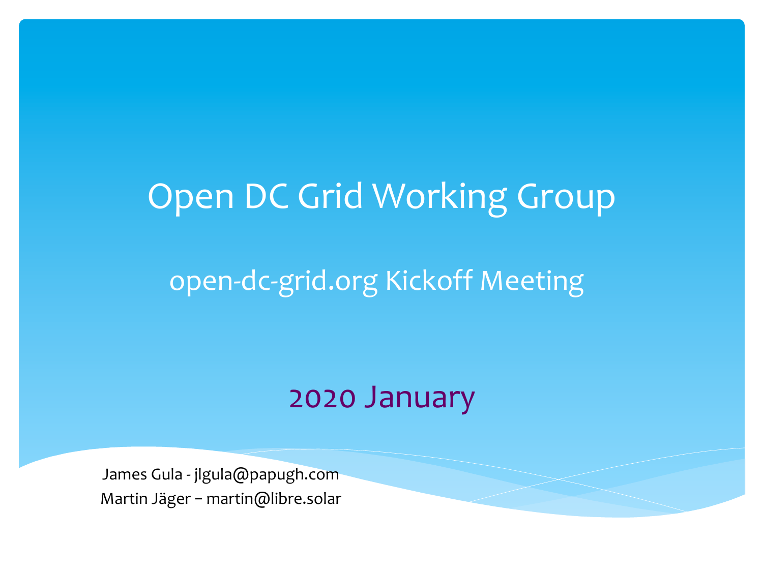# Open DC Grid Working Group

## open-dc-grid.org Kickoff Meeting

2020 January

James Gula - jlgula@papugh.com

Martin Jäger – martin@libre.solar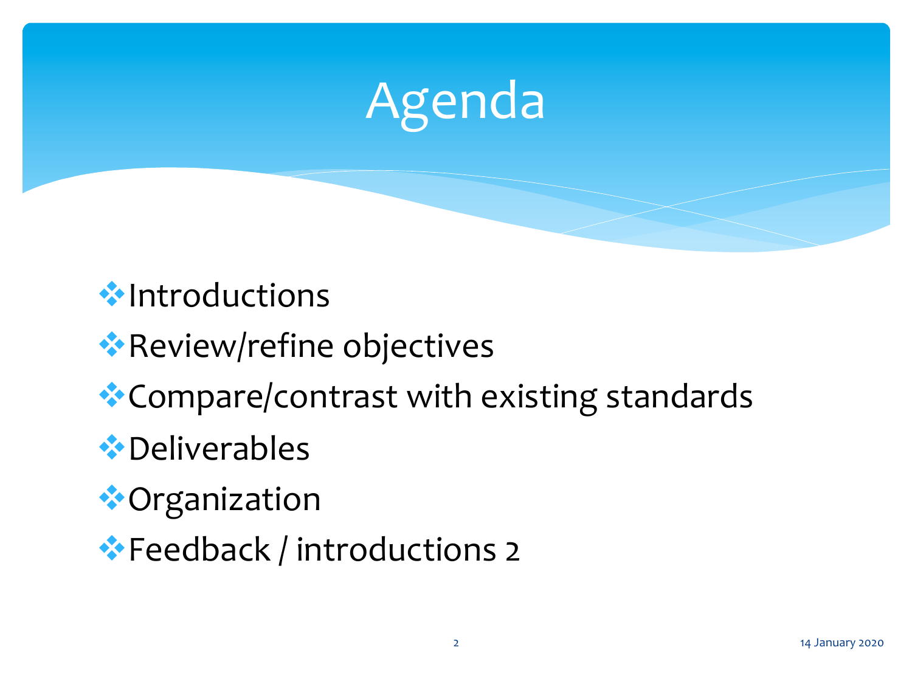# Agenda

- Introductions
- Review/refine objectives
- Compare/contrast with existing standards
- Deliverables
- Organization
- Feedback / introductions 2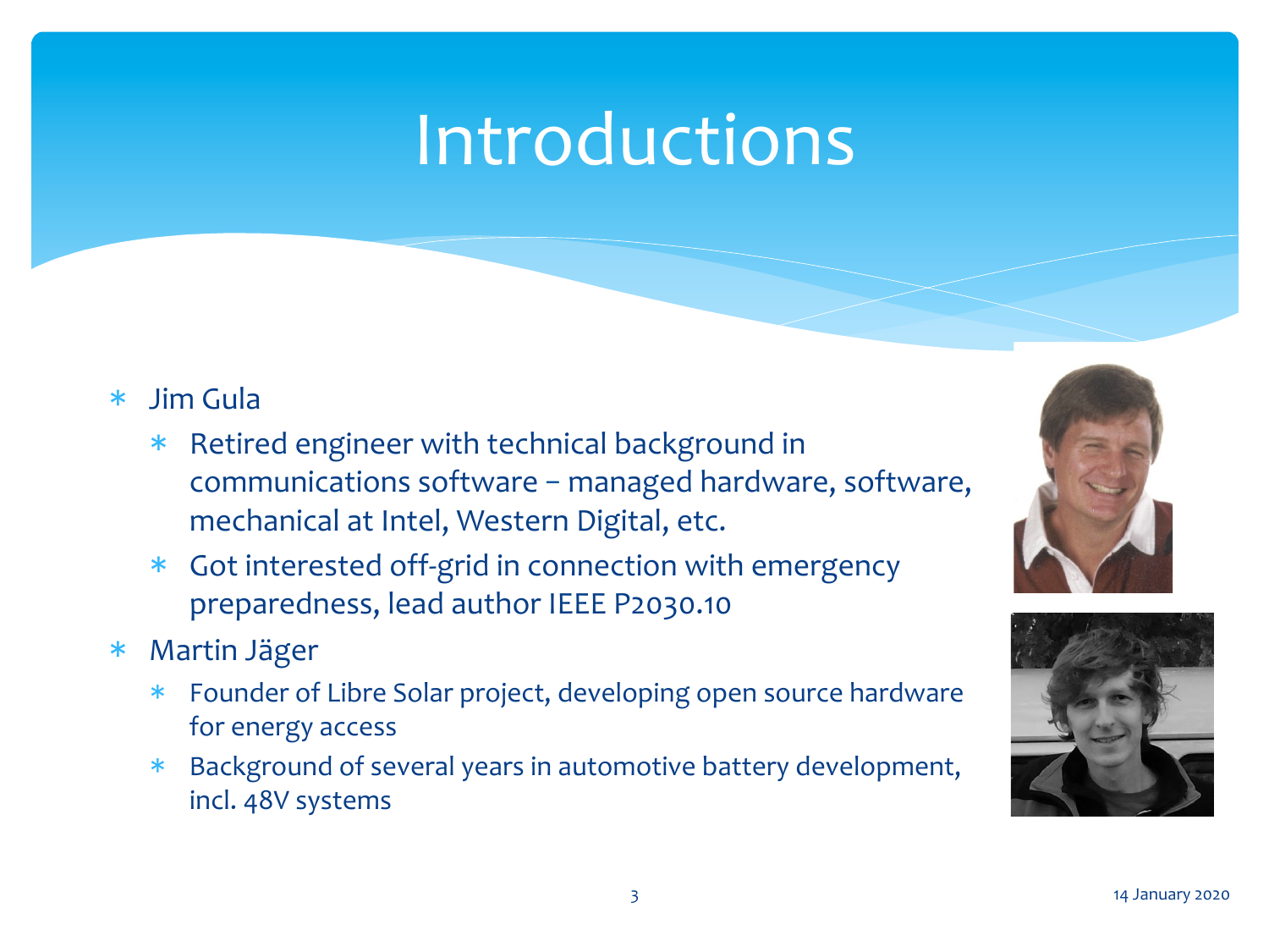# Introductions

* Jim Gula
  * Retired engineer with technical background in communications software – managed hardware, software, mechanical at Intel, Western Digital, etc.
  * Got interested off-grid in connection with emergency preparedness, lead author IEEE P2030.10
* Martin Jäger
  * Founder of Libre Solar project, developing open source hardware for energy access
  * Background of several years in automotive battery development, incl. 48V systems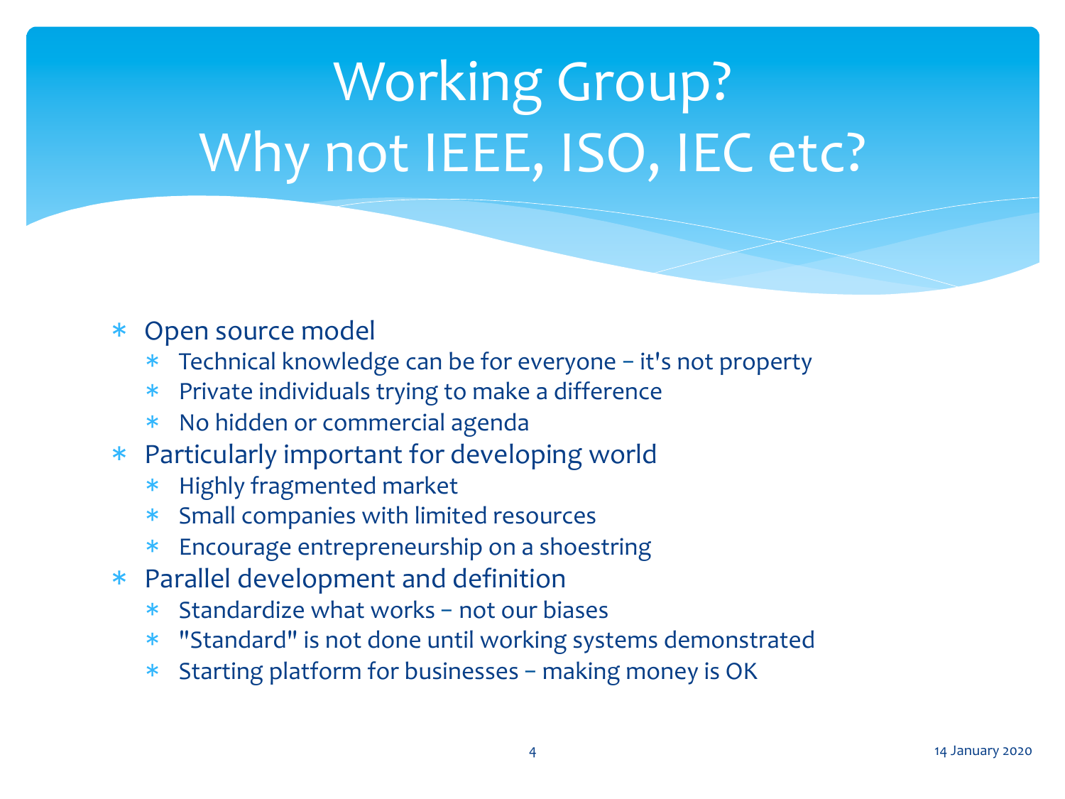# Working Group? Why not IEEE, ISO, IEC etc?

- Open source model
  - Technical knowledge can be for everyone – it's not property
  - Private individuals trying to make a difference
  - No hidden or commercial agenda
- Particularly important for developing world
  - Highly fragmented market
  - Small companies with limited resources
  - Encourage entrepreneurship on a shoestring
- Parallel development and definition
  - Standardize what works – not our biases
  - "Standard" is not done until working systems demonstrated
  - Starting platform for businesses – making money is OK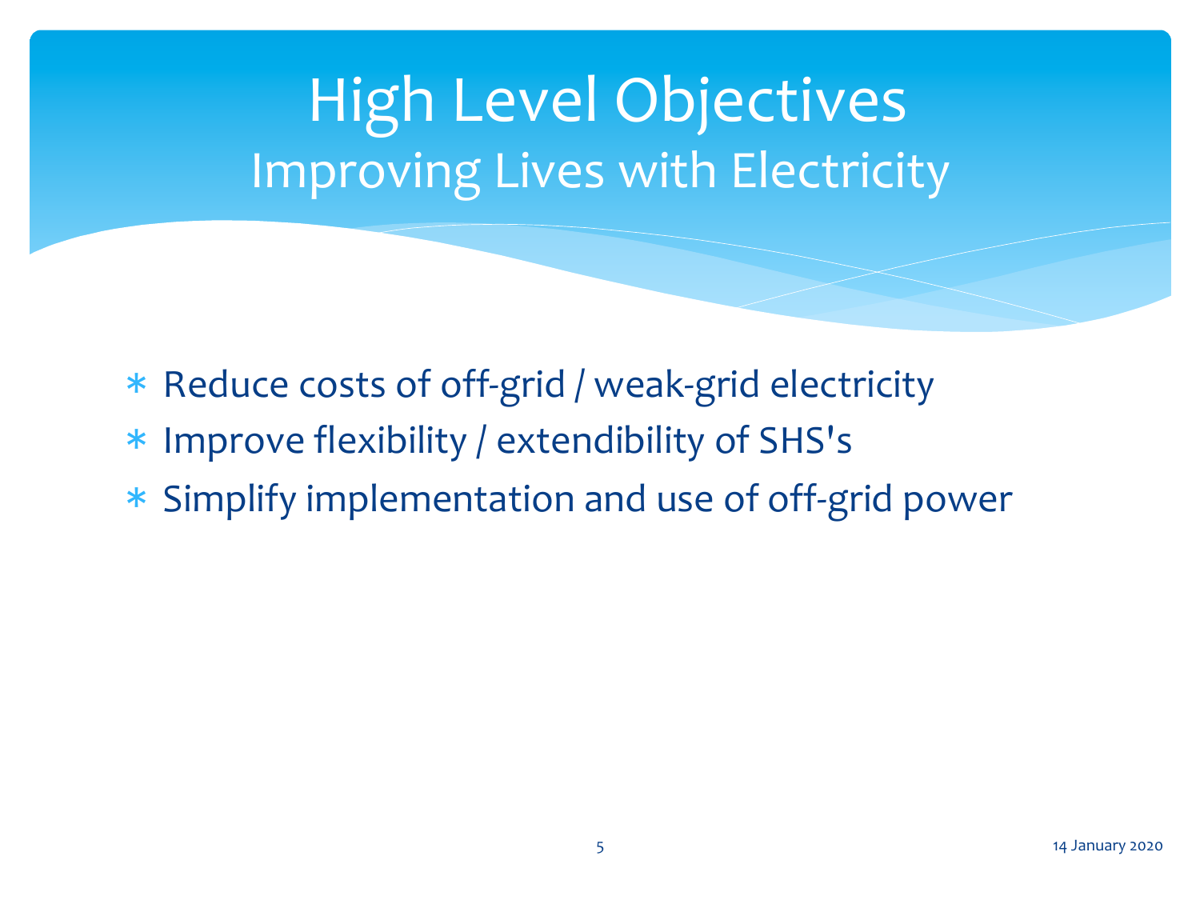# High Level Objectives

## Improving Lives with Electricity

- Reduce costs of off-grid / weak-grid electricity
- Improve flexibility / extendibility of SHS's
- Simplify implementation and use of off-grid power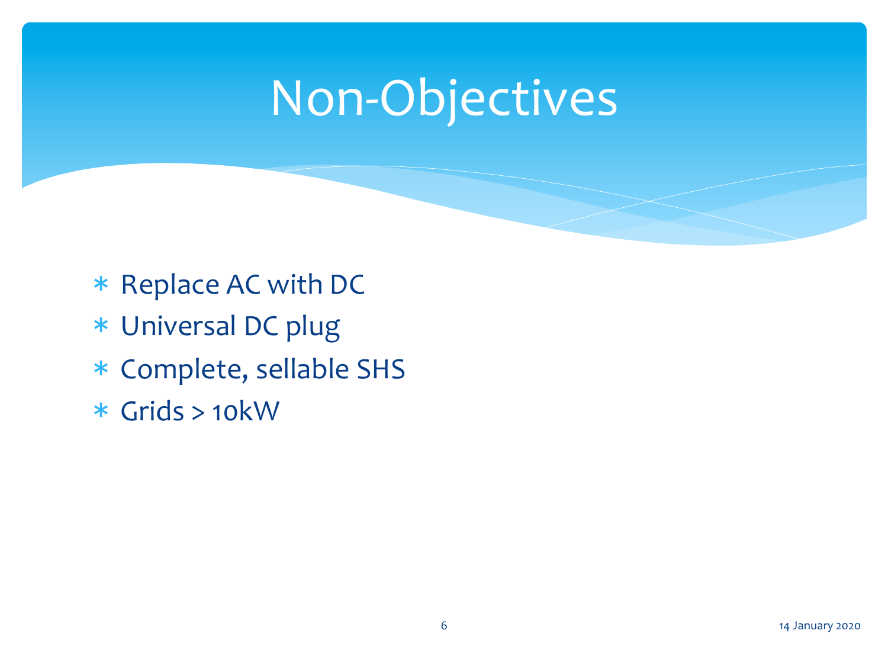# Non-Objectives

- Replace AC with DC
- Universal DC plug
- Complete, sellable SHS
- Grids > 10kW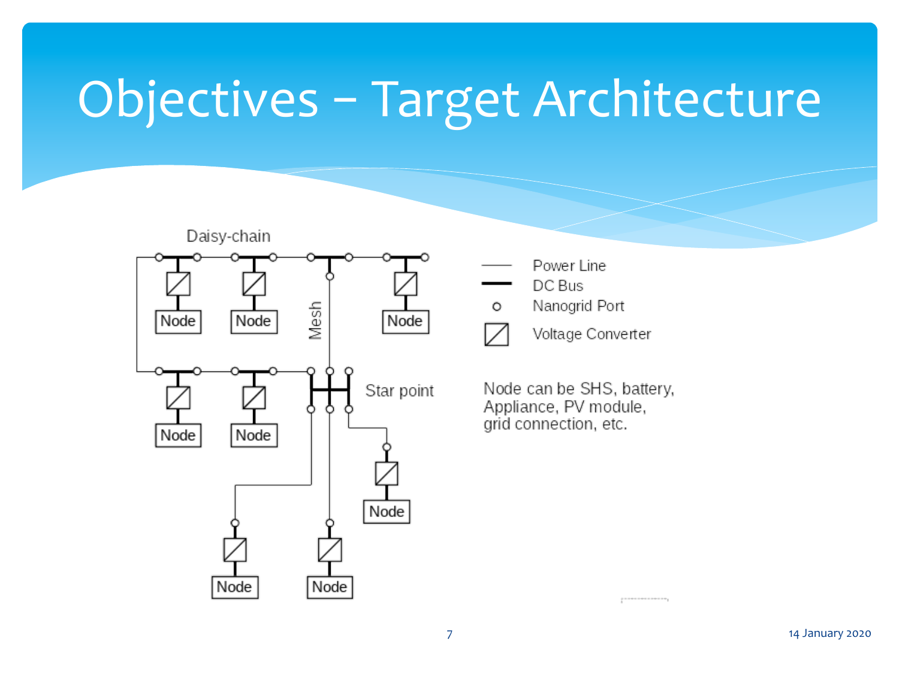# Objectives – Target Architecture

Daisy-chain

Mesh

Star point

Node

- Power Line
- DC Bus
- Nanogrid Port
- Voltage Converter

Node can be SHS, battery, Appliance, PV module, grid connection, etc.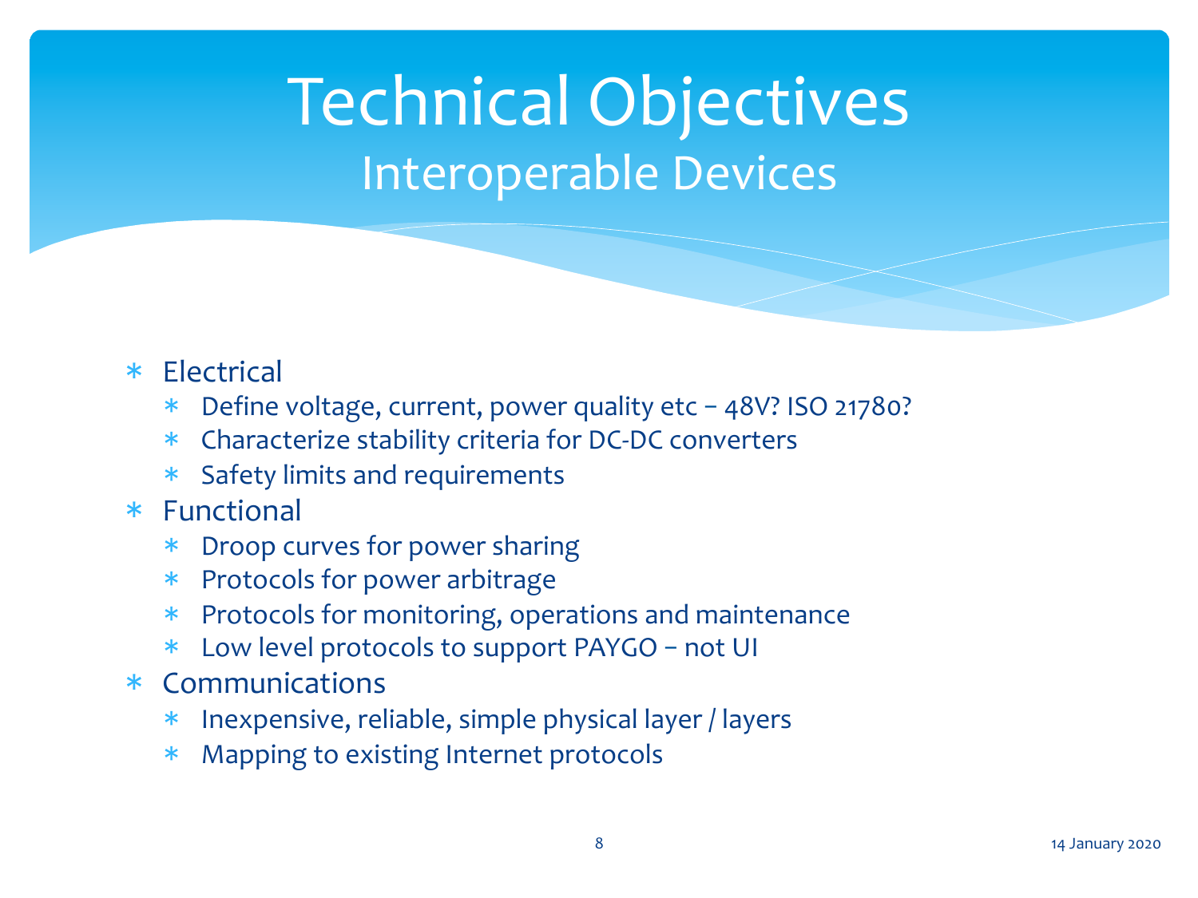# Technical Objectives
## Interoperable Devices

- Electrical
  - Define voltage, current, power quality etc – 48V? ISO 21780?
  - Characterize stability criteria for DC-DC converters
  - Safety limits and requirements
- Functional
  - Droop curves for power sharing
  - Protocols for power arbitrage
  - Protocols for monitoring, operations and maintenance
  - Low level protocols to support PAYGO – not UI
- Communications
  - Inexpensive, reliable, simple physical layer / layers
  - Mapping to existing Internet protocols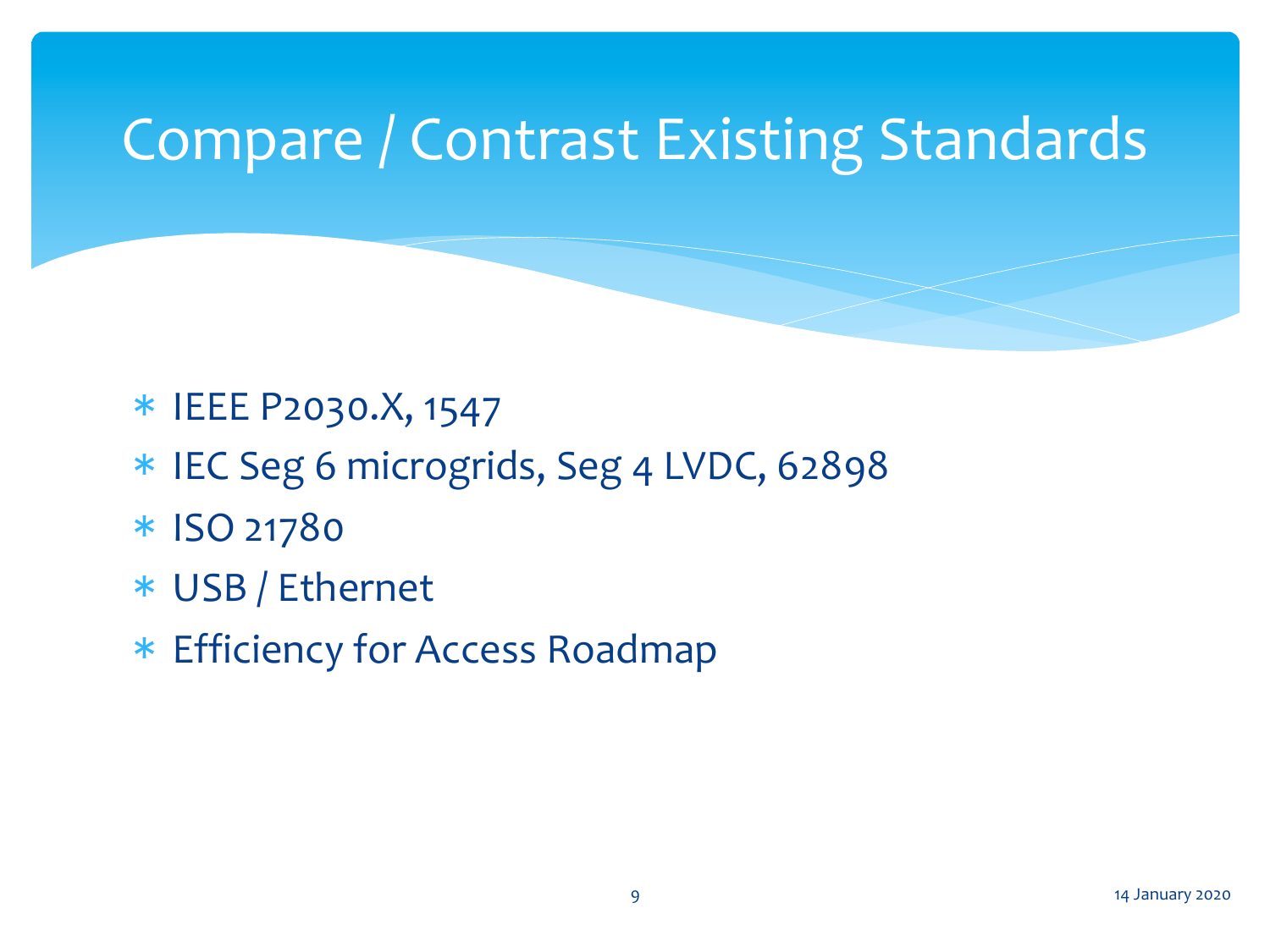# Compare / Contrast Existing Standards

* IEEE P2030.X, 1547
* IEC Seg 6 microgrids, Seg 4 LVDC, 62898
* ISO 21780
* USB / Ethernet
* Efficiency for Access Roadmap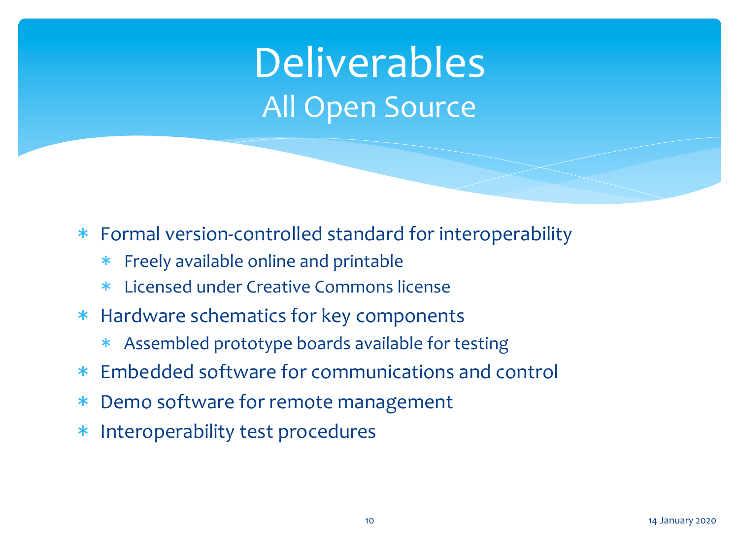# Deliverables
## All Open Source

- Formal version-controlled standard for interoperability
  - Freely available online and printable
  - Licensed under Creative Commons license
- Hardware schematics for key components
  - Assembled prototype boards available for testing
- Embedded software for communications and control
- Demo software for remote management
- Interoperability test procedures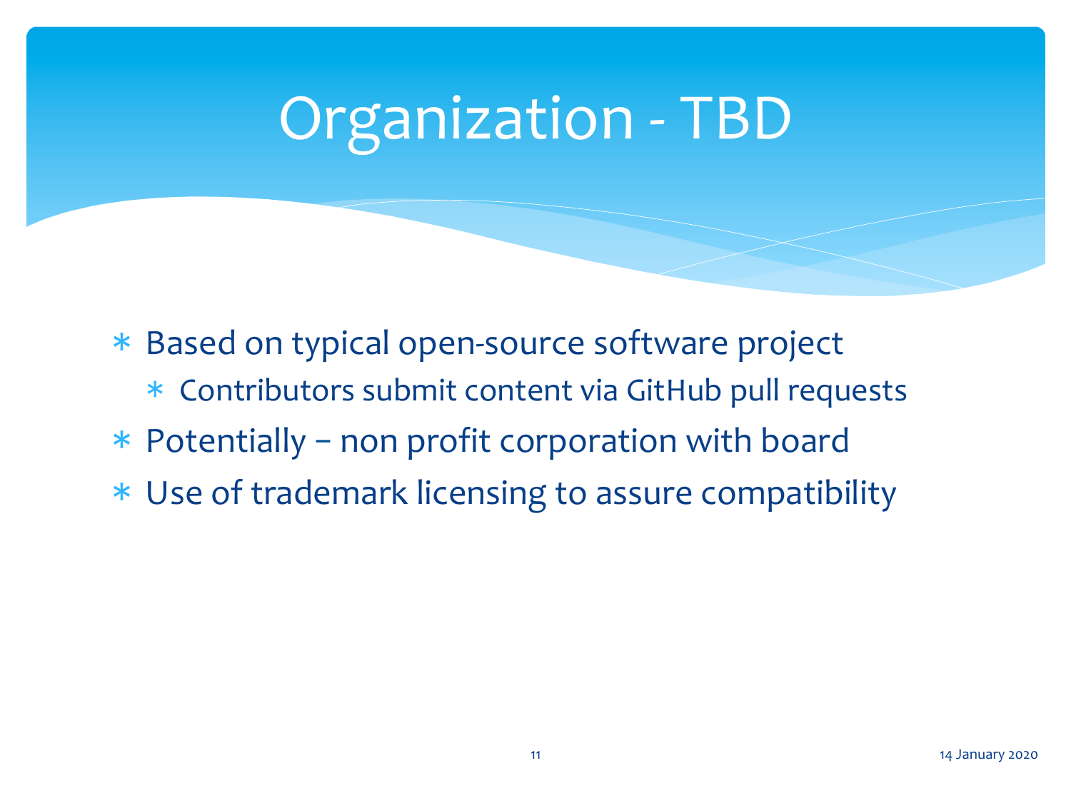# Organization - TBD

- Based on typical open-source software project
  - Contributors submit content via GitHub pull requests
- Potentially – non profit corporation with board
- Use of trademark licensing to assure compatibility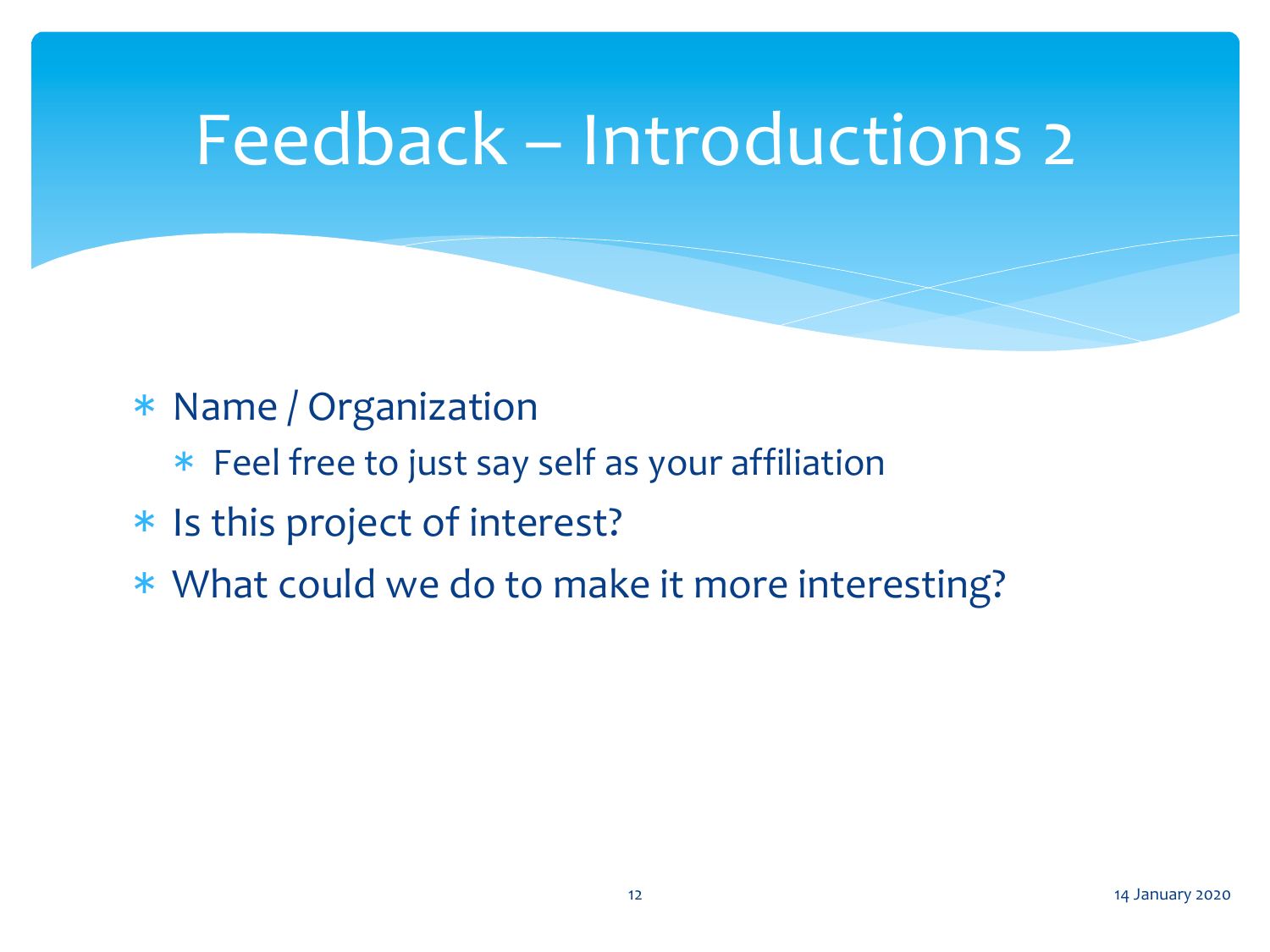# Feedback – Introductions 2

- Name / Organization
  - Feel free to just say self as your affiliation
- Is this project of interest?
- What could we do to make it more interesting?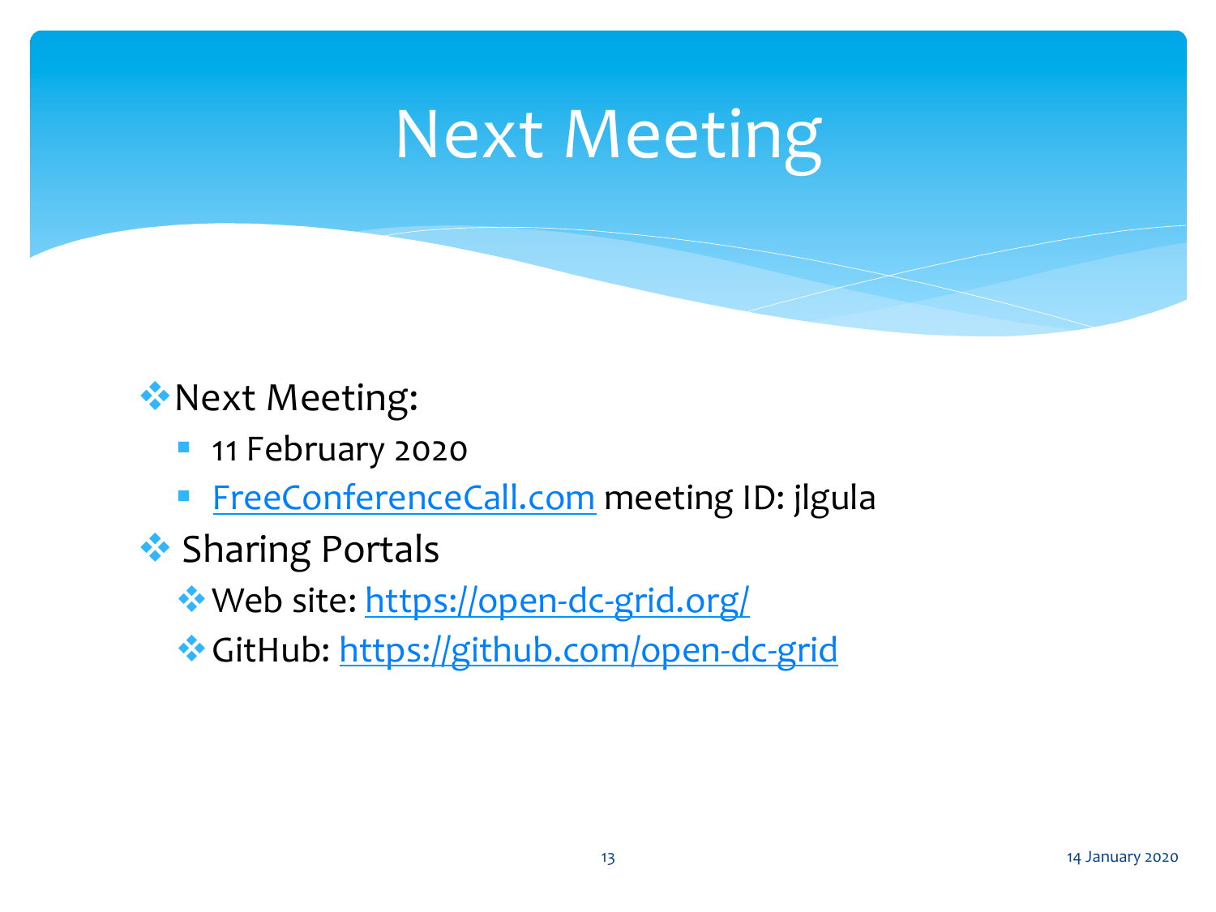# Next Meeting

- Next Meeting:
  - 11 February 2020
  - FreeConferenceCall.com meeting ID: jlgula
- Sharing Portals
  - Web site: https://open-dc-grid.org/
  - GitHub: https://github.com/open-dc-grid